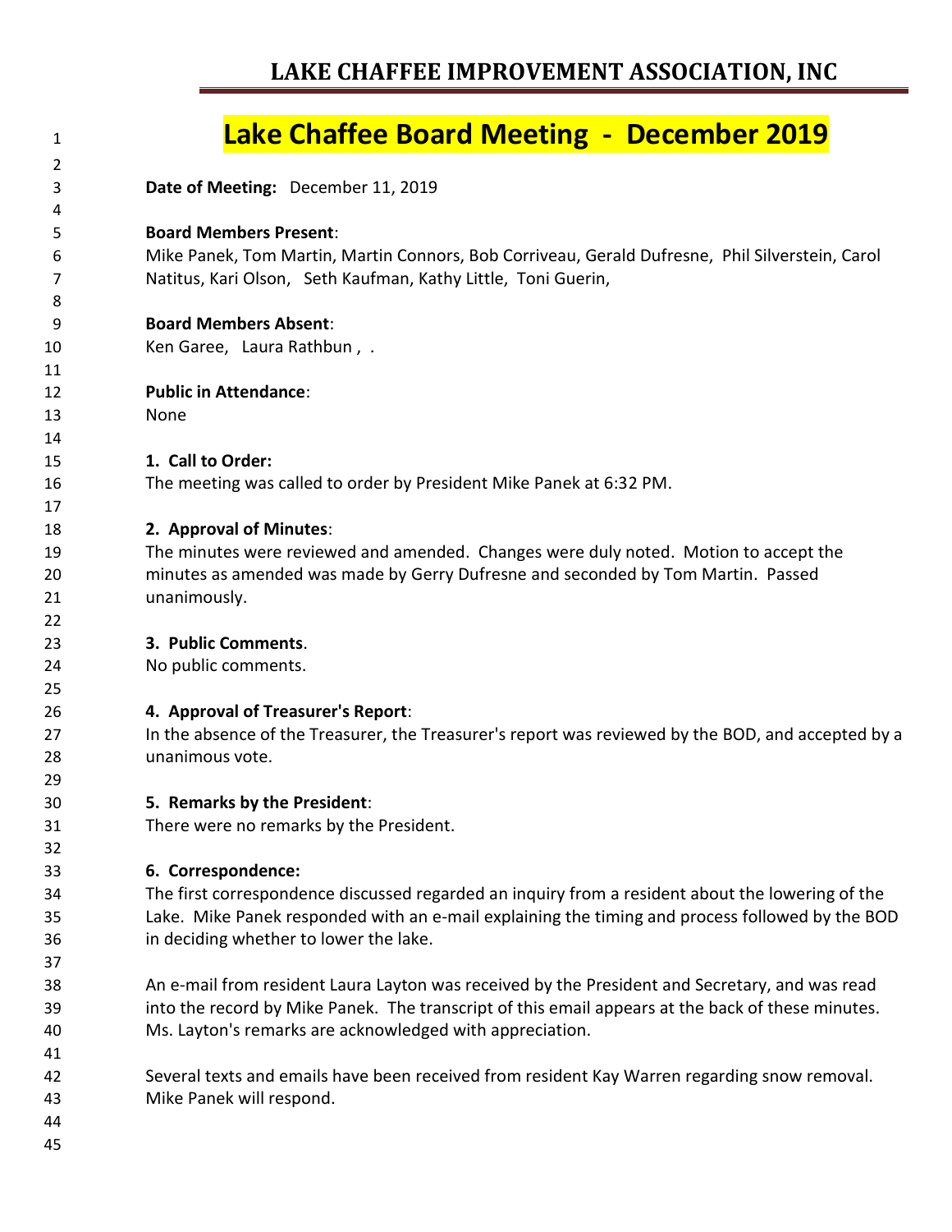# LAKE CHAFFEE IMPROVEMENT ASSOCIATION, INC

## Lake Chaffee Board Meeting - December 2019

**Date of Meeting:** December 11, 2019

**Board Members Present**:
Mike Panek, Tom Martin, Martin Connors, Bob Corriveau, Gerald Dufresne, Phil Silverstein, Carol Natitus, Kari Olson, Seth Kaufman, Kathy Little, Toni Guerin,

**Board Members Absent**:
Ken Garee, Laura Rathbun , .

**Public in Attendance**:
None

**1. Call to Order:**
The meeting was called to order by President Mike Panek at 6:32 PM.

**2. Approval of Minutes**:
The minutes were reviewed and amended. Changes were duly noted. Motion to accept the minutes as amended was made by Gerry Dufresne and seconded by Tom Martin. Passed unanimously.

**3. Public Comments**.
No public comments.

**4. Approval of Treasurer's Report**:
In the absence of the Treasurer, the Treasurer's report was reviewed by the BOD, and accepted by a unanimous vote.

**5. Remarks by the President**:
There were no remarks by the President.

**6. Correspondence:**
The first correspondence discussed regarded an inquiry from a resident about the lowering of the Lake. Mike Panek responded with an e-mail explaining the timing and process followed by the BOD in deciding whether to lower the lake.

An e-mail from resident Laura Layton was received by the President and Secretary, and was read into the record by Mike Panek. The transcript of this email appears at the back of these minutes. Ms. Layton's remarks are acknowledged with appreciation.

Several texts and emails have been received from resident Kay Warren regarding snow removal. Mike Panek will respond.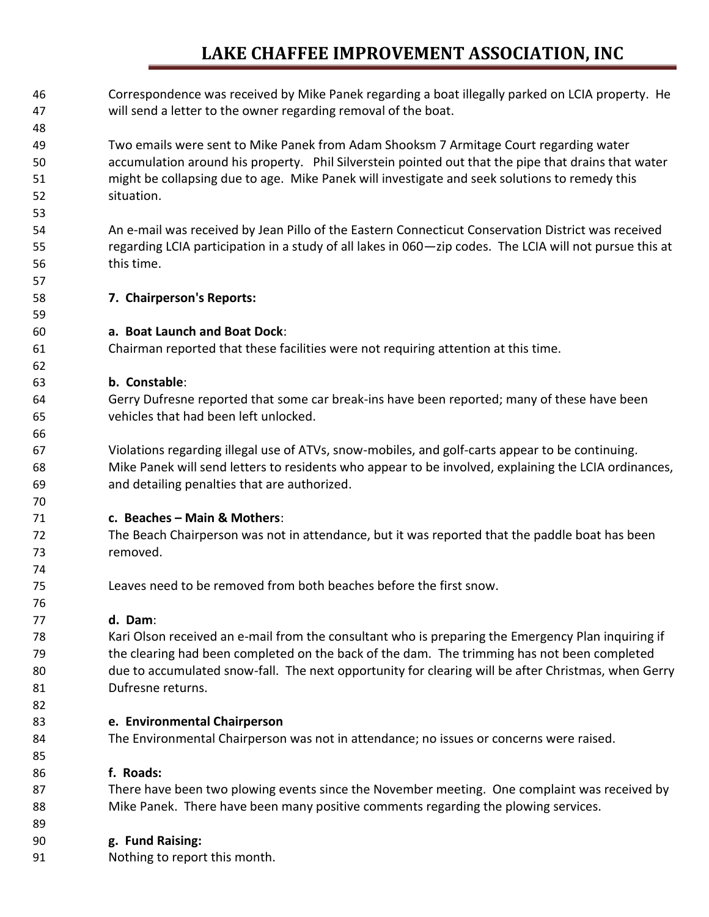Correspondence was received by Mike Panek regarding a boat illegally parked on LCIA property. He will send a letter to the owner regarding removal of the boat.

Two emails were sent to Mike Panek from Adam Shooksm 7 Armitage Court regarding water accumulation around his property. Phil Silverstein pointed out that the pipe that drains that water might be collapsing due to age. Mike Panek will investigate and seek solutions to remedy this situation.

An e-mail was received by Jean Pillo of the Eastern Connecticut Conservation District was received regarding LCIA participation in a study of all lakes in 060—zip codes. The LCIA will not pursue this at this time.

**7. Chairperson's Reports:**

**a. Boat Launch and Boat Dock**:
Chairman reported that these facilities were not requiring attention at this time.

**b. Constable**:
Gerry Dufresne reported that some car break-ins have been reported; many of these have been vehicles that had been left unlocked.

Violations regarding illegal use of ATVs, snow-mobiles, and golf-carts appear to be continuing. Mike Panek will send letters to residents who appear to be involved, explaining the LCIA ordinances, and detailing penalties that are authorized.

**c. Beaches – Main & Mothers**:
The Beach Chairperson was not in attendance, but it was reported that the paddle boat has been removed.

Leaves need to be removed from both beaches before the first snow.

**d. Dam**:
Kari Olson received an e-mail from the consultant who is preparing the Emergency Plan inquiring if the clearing had been completed on the back of the dam. The trimming has not been completed due to accumulated snow-fall. The next opportunity for clearing will be after Christmas, when Gerry Dufresne returns.

**e. Environmental Chairperson**
The Environmental Chairperson was not in attendance; no issues or concerns were raised.

**f. Roads:**
There have been two plowing events since the November meeting. One complaint was received by Mike Panek. There have been many positive comments regarding the plowing services.

**g. Fund Raising:**
Nothing to report this month.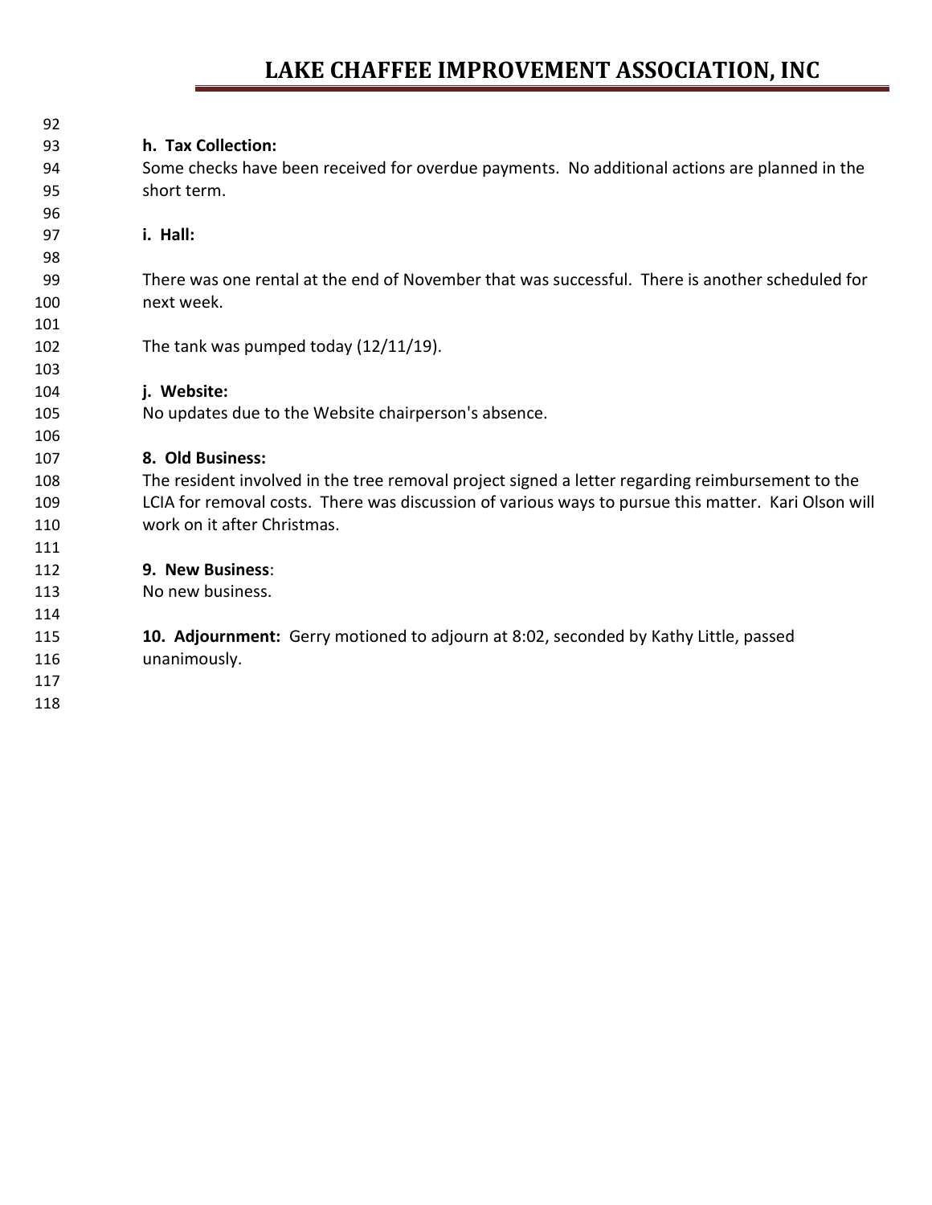**h. Tax Collection:**

Some checks have been received for overdue payments. No additional actions are planned in the short term.

**i. Hall:**

There was one rental at the end of November that was successful. There is another scheduled for next week.

The tank was pumped today (12/11/19).

**j. Website:**

No updates due to the Website chairperson's absence.

**8. Old Business:**

The resident involved in the tree removal project signed a letter regarding reimbursement to the LCIA for removal costs. There was discussion of various ways to pursue this matter. Kari Olson will work on it after Christmas.

**9. New Business**:

No new business.

**10. Adjournment:** Gerry motioned to adjourn at 8:02, seconded by Kathy Little, passed unanimously.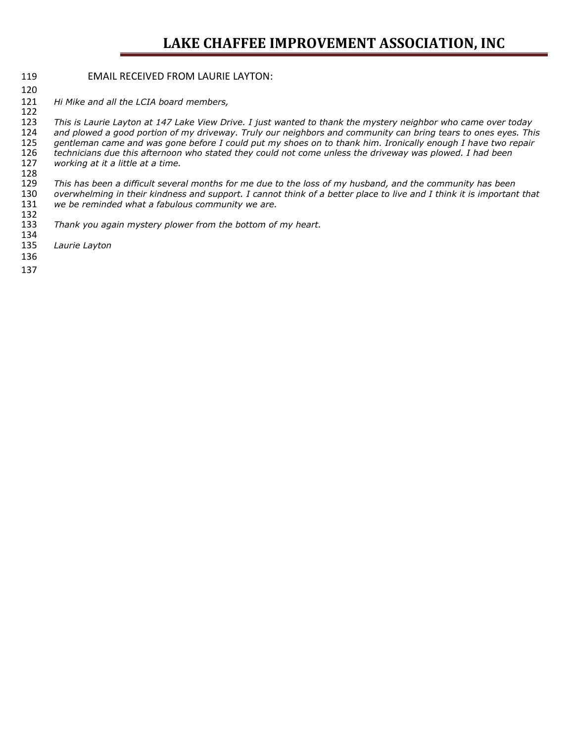EMAIL RECEIVED FROM LAURIE LAYTON:

*Hi Mike and all the LCIA board members,*

*This is Laurie Layton at 147 Lake View Drive. I just wanted to thank the mystery neighbor who came over today and plowed a good portion of my driveway. Truly our neighbors and community can bring tears to ones eyes. This gentleman came and was gone before I could put my shoes on to thank him. Ironically enough I have two repair technicians due this afternoon who stated they could not come unless the driveway was plowed. I had been working at it a little at a time.*

*This has been a difficult several months for me due to the loss of my husband, and the community has been overwhelming in their kindness and support. I cannot think of a better place to live and I think it is important that we be reminded what a fabulous community we are.*

*Thank you again mystery plower from the bottom of my heart.*

*Laurie Layton*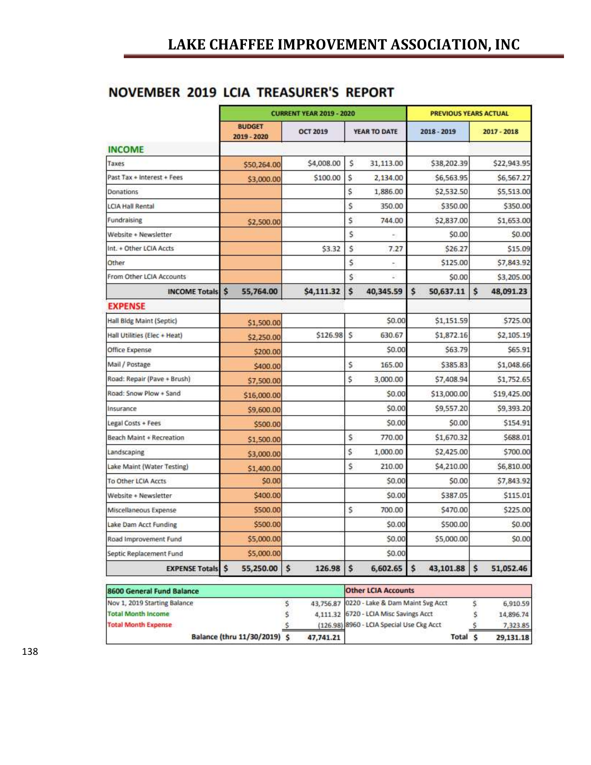# LAKE CHAFFEE IMPROVEMENT ASSOCIATION, INC

## NOVEMBER 2019 LCIA TREASURER'S REPORT

| | CURRENT YEAR 2019 - 2020 | | | PREVIOUS YEARS ACTUAL | |
|---|---|---|---|---|---|
| | BUDGET 2019 - 2020 | OCT 2019 | YEAR TO DATE | 2018 - 2019 | 2017 - 2018 |
| **INCOME** | | | | | |
| Taxes | $50,264.00 | $4,008.00 | $ 31,113.00 | $38,202.39 | $22,943.95 |
| Past Tax + Interest + Fees | $3,000.00 | $100.00 | $ 2,134.00 | $6,563.95 | $6,567.27 |
| Donations | | | $ 1,886.00 | $2,532.50 | $5,513.00 |
| LCIA Hall Rental | | | $ 350.00 | $350.00 | $350.00 |
| Fundraising | $2,500.00 | | $ 744.00 | $2,837.00 | $1,653.00 |
| Website + Newsletter | | | $ - | $0.00 | $0.00 |
| Int. + Other LCIA Accts | | $3.32 | $ 7.27 | $26.27 | $15.09 |
| Other | | | $ - | $125.00 | $7,843.92 |
| From Other LCIA Accounts | | | $ - | $0.00 | $3,205.00 |
| **INCOME Totals** | **$ 55,764.00** | **$4,111.32** | **$ 40,345.59** | **$ 50,637.11** | **$ 48,091.23** |
| **EXPENSE** | | | | | |
| Hall Bldg Maint (Septic) | $1,500.00 | | $0.00 | $1,151.59 | $725.00 |
| Hall Utilities (Elec + Heat) | $2,250.00 | $126.98 | $ 630.67 | $1,872.16 | $2,105.19 |
| Office Expense | $200.00 | | $0.00 | $63.79 | $65.91 |
| Mail / Postage | $400.00 | | $ 165.00 | $385.83 | $1,048.66 |
| Road: Repair (Pave + Brush) | $7,500.00 | | $ 3,000.00 | $7,408.94 | $1,752.65 |
| Road: Snow Plow + Sand | $16,000.00 | | $0.00 | $13,000.00 | $19,425.00 |
| Insurance | $9,600.00 | | $0.00 | $9,557.20 | $9,393.20 |
| Legal Costs + Fees | $500.00 | | $0.00 | $0.00 | $154.91 |
| Beach Maint + Recreation | $1,500.00 | | $ 770.00 | $1,670.32 | $688.01 |
| Landscaping | $3,000.00 | | $ 1,000.00 | $2,425.00 | $700.00 |
| Lake Maint (Water Testing) | $1,400.00 | | $ 210.00 | $4,210.00 | $6,810.00 |
| To Other LCIA Accts | $0.00 | | $0.00 | $0.00 | $7,843.92 |
| Website + Newsletter | $400.00 | | $0.00 | $387.05 | $115.01 |
| Miscellaneous Expense | $500.00 | | $ 700.00 | $470.00 | $225.00 |
| Lake Dam Acct Funding | $500.00 | | $0.00 | $500.00 | $0.00 |
| Road Improvement Fund | $5,000.00 | | $0.00 | $5,000.00 | $0.00 |
| Septic Replacement Fund | $5,000.00 | | $0.00 | | |
| **EXPENSE Totals** | **$ 55,250.00** | **$ 126.98** | **$ 6,602.65** | **$ 43,101.88** | **$ 51,052.46** |

| 8600 General Fund Balance | | Other LCIA Accounts | |
|---|---|---|---|
| Nov 1, 2019 Starting Balance | $ 43,756.87 | 0220 - Lake & Dam Maint Svg Acct | $ 6,910.59 |
| Total Month Income | $ 4,111.32 | 6720 - LCIA Misc Savings Acct | $ 14,896.74 |
| Total Month Expense | $ (126.98) | 8960 - LCIA Special Use Ckg Acct | $ 7,323.85 |
| **Balance (thru 11/30/2019)** | **$ 47,741.21** | **Total** | **$ 29,131.18** |